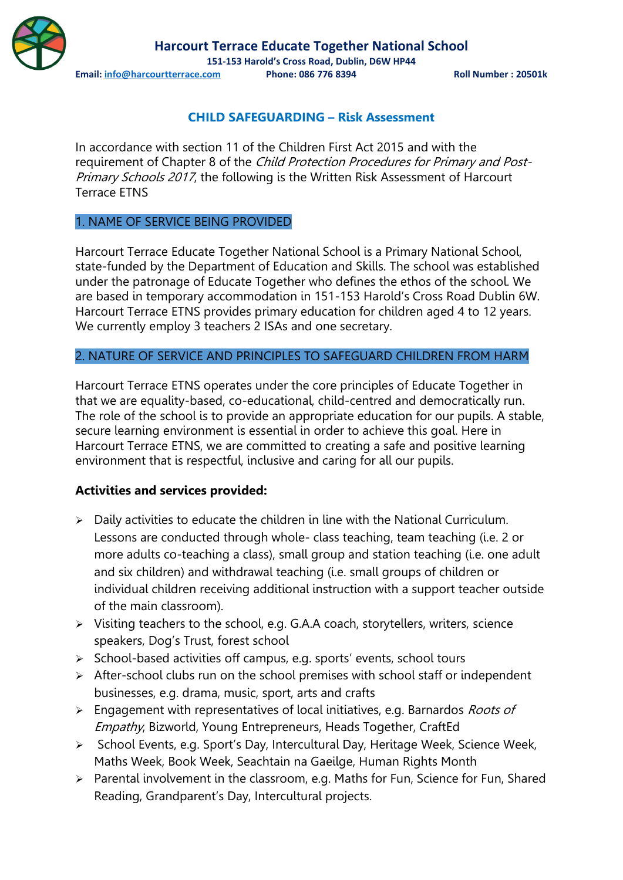# Harcourt Terrace Educate Together National School

**151-153 Harold's Cross Road, Dublin, D6W HP44**

**Email: info@harcourtterrace.com** **Phone: 086 776 8394** **Roll Number : 20501k**

## CHILD SAFEGUARDING – Risk Assessment

In accordance with section 11 of the Children First Act 2015 and with the requirement of Chapter 8 of the *Child Protection Procedures for Primary and Post-Primary Schools 2017*, the following is the Written Risk Assessment of Harcourt Terrace ETNS

## 1. NAME OF SERVICE BEING PROVIDED

Harcourt Terrace Educate Together National School is a Primary National School, state-funded by the Department of Education and Skills. The school was established under the patronage of Educate Together who defines the ethos of the school. We are based in temporary accommodation in 151-153 Harold's Cross Road Dublin 6W. Harcourt Terrace ETNS provides primary education for children aged 4 to 12 years. We currently employ 3 teachers 2 ISAs and one secretary.

## 2. NATURE OF SERVICE AND PRINCIPLES TO SAFEGUARD CHILDREN FROM HARM

Harcourt Terrace ETNS operates under the core principles of Educate Together in that we are equality-based, co-educational, child-centred and democratically run. The role of the school is to provide an appropriate education for our pupils. A stable, secure learning environment is essential in order to achieve this goal. Here in Harcourt Terrace ETNS, we are committed to creating a safe and positive learning environment that is respectful, inclusive and caring for all our pupils.

**Activities and services provided:**

- Daily activities to educate the children in line with the National Curriculum. Lessons are conducted through whole- class teaching, team teaching (i.e. 2 or more adults co-teaching a class), small group and station teaching (i.e. one adult and six children) and withdrawal teaching (i.e. small groups of children or individual children receiving additional instruction with a support teacher outside of the main classroom).
- Visiting teachers to the school, e.g. G.A.A coach, storytellers, writers, science speakers, Dog's Trust, forest school
- School-based activities off campus, e.g. sports' events, school tours
- After-school clubs run on the school premises with school staff or independent businesses, e.g. drama, music, sport, arts and crafts
- Engagement with representatives of local initiatives, e.g. Barnardos *Roots of Empathy*, Bizworld, Young Entrepreneurs, Heads Together, CraftEd
- School Events, e.g. Sport's Day, Intercultural Day, Heritage Week, Science Week, Maths Week, Book Week, Seachtain na Gaeilge, Human Rights Month
- Parental involvement in the classroom, e.g. Maths for Fun, Science for Fun, Shared Reading, Grandparent's Day, Intercultural projects.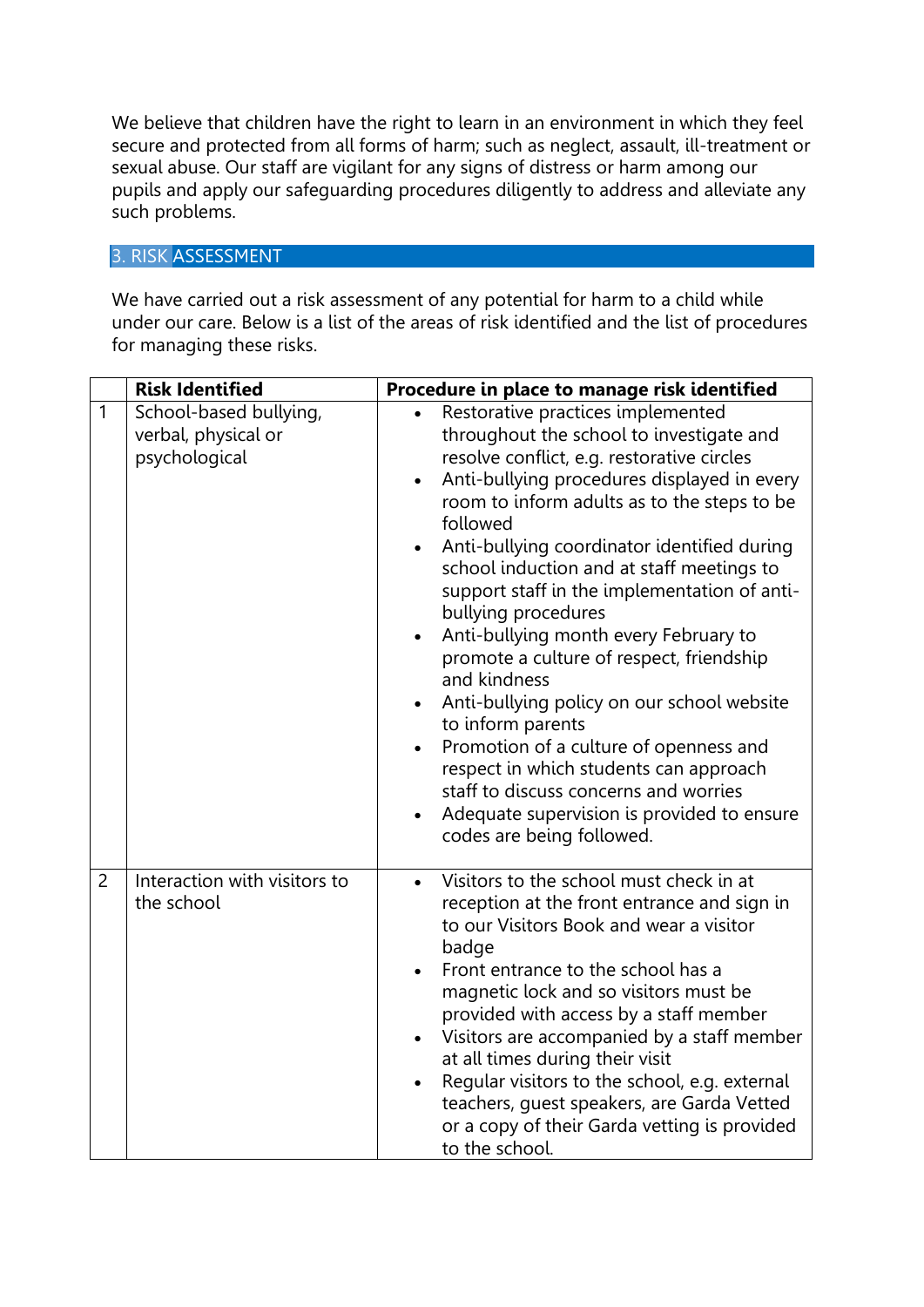We believe that children have the right to learn in an environment in which they feel secure and protected from all forms of harm; such as neglect, assault, ill-treatment or sexual abuse. Our staff are vigilant for any signs of distress or harm among our pupils and apply our safeguarding procedures diligently to address and alleviate any such problems.

## 3. RISK ASSESSMENT

We have carried out a risk assessment of any potential for harm to a child while under our care. Below is a list of the areas of risk identified and the list of procedures for managing these risks.

| | Risk Identified | Procedure in place to manage risk identified |
|---|---|---|
| 1 | School-based bullying, verbal, physical or psychological | • Restorative practices implemented throughout the school to investigate and resolve conflict, e.g. restorative circles<br>• Anti-bullying procedures displayed in every room to inform adults as to the steps to be followed<br>• Anti-bullying coordinator identified during school induction and at staff meetings to support staff in the implementation of anti-bullying procedures<br>• Anti-bullying month every February to promote a culture of respect, friendship and kindness<br>• Anti-bullying policy on our school website to inform parents<br>• Promotion of a culture of openness and respect in which students can approach staff to discuss concerns and worries<br>• Adequate supervision is provided to ensure codes are being followed. |
| 2 | Interaction with visitors to the school | • Visitors to the school must check in at reception at the front entrance and sign in to our Visitors Book and wear a visitor badge<br>• Front entrance to the school has a magnetic lock and so visitors must be provided with access by a staff member<br>• Visitors are accompanied by a staff member at all times during their visit<br>• Regular visitors to the school, e.g. external teachers, guest speakers, are Garda Vetted or a copy of their Garda vetting is provided to the school. |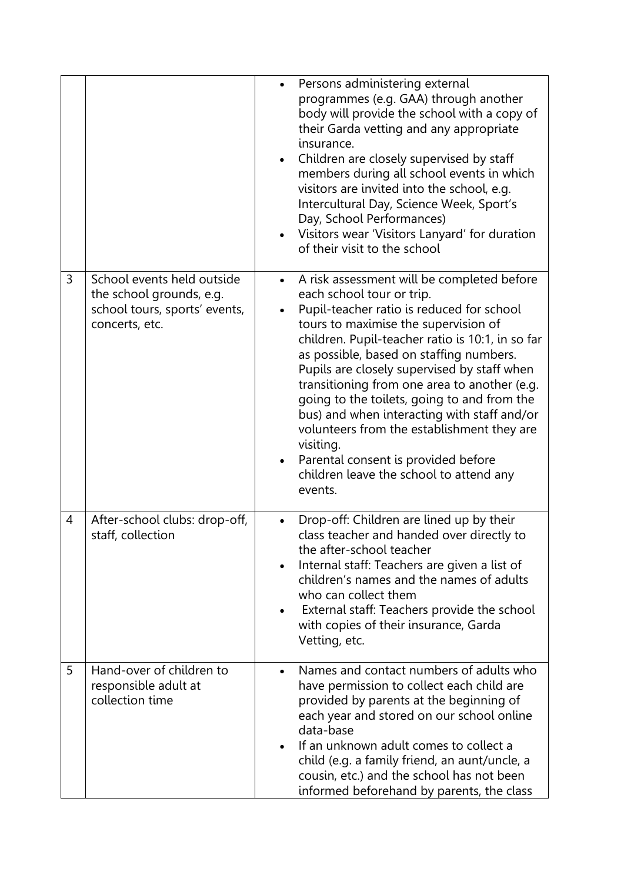|   |   |   |
|---|---|---|
| | | • Persons administering external programmes (e.g. GAA) through another body will provide the school with a copy of their Garda vetting and any appropriate insurance.<br>• Children are closely supervised by staff members during all school events in which visitors are invited into the school, e.g. Intercultural Day, Science Week, Sport's Day, School Performances)<br>• Visitors wear 'Visitors Lanyard' for duration of their visit to the school |
| 3 | School events held outside the school grounds, e.g. school tours, sports' events, concerts, etc. | • A risk assessment will be completed before each school tour or trip.<br>• Pupil-teacher ratio is reduced for school tours to maximise the supervision of children. Pupil-teacher ratio is 10:1, in so far as possible, based on staffing numbers. Pupils are closely supervised by staff when transitioning from one area to another (e.g. going to the toilets, going to and from the bus) and when interacting with staff and/or volunteers from the establishment they are visiting.<br>• Parental consent is provided before children leave the school to attend any events. |
| 4 | After-school clubs: drop-off, staff, collection | • Drop-off: Children are lined up by their class teacher and handed over directly to the after-school teacher<br>• Internal staff: Teachers are given a list of children's names and the names of adults who can collect them<br>• External staff: Teachers provide the school with copies of their insurance, Garda Vetting, etc. |
| 5 | Hand-over of children to responsible adult at collection time | • Names and contact numbers of adults who have permission to collect each child are provided by parents at the beginning of each year and stored on our school online data-base<br>• If an unknown adult comes to collect a child (e.g. a family friend, an aunt/uncle, a cousin, etc.) and the school has not been informed beforehand by parents, the class |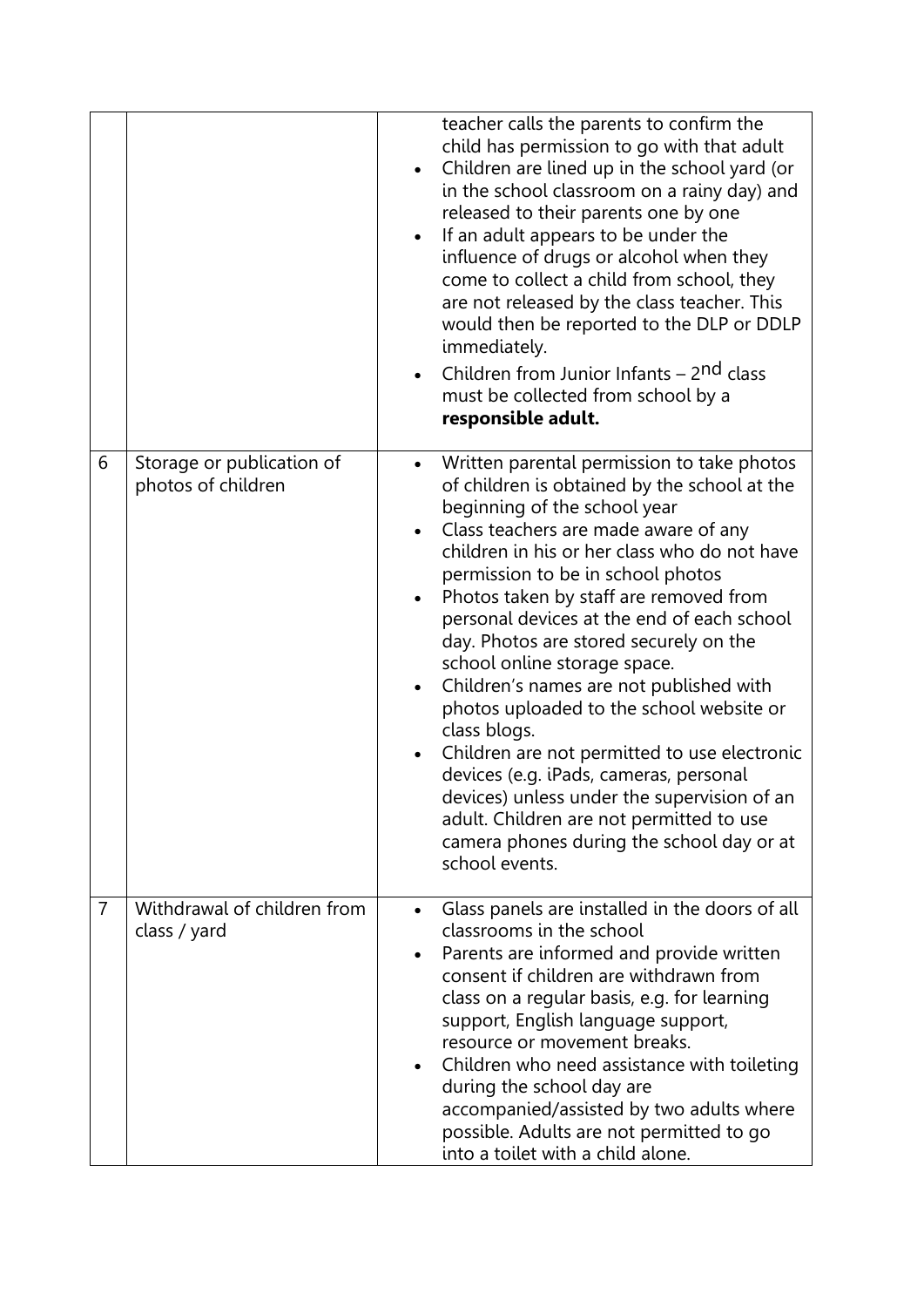| | | |
|---|---|---|
| | | teacher calls the parents to confirm the child has permission to go with that adult<br>• Children are lined up in the school yard (or in the school classroom on a rainy day) and released to their parents one by one<br>• If an adult appears to be under the influence of drugs or alcohol when they come to collect a child from school, they are not released by the class teacher. This would then be reported to the DLP or DDLP immediately.<br>• Children from Junior Infants – 2nd class must be collected from school by a **responsible adult.** |
| 6 | Storage or publication of photos of children | • Written parental permission to take photos of children is obtained by the school at the beginning of the school year<br>• Class teachers are made aware of any children in his or her class who do not have permission to be in school photos<br>• Photos taken by staff are removed from personal devices at the end of each school day. Photos are stored securely on the school online storage space.<br>• Children's names are not published with photos uploaded to the school website or class blogs.<br>• Children are not permitted to use electronic devices (e.g. iPads, cameras, personal devices) unless under the supervision of an adult. Children are not permitted to use camera phones during the school day or at school events. |
| 7 | Withdrawal of children from class / yard | • Glass panels are installed in the doors of all classrooms in the school<br>• Parents are informed and provide written consent if children are withdrawn from class on a regular basis, e.g. for learning support, English language support, resource or movement breaks.<br>• Children who need assistance with toileting during the school day are accompanied/assisted by two adults where possible. Adults are not permitted to go into a toilet with a child alone. |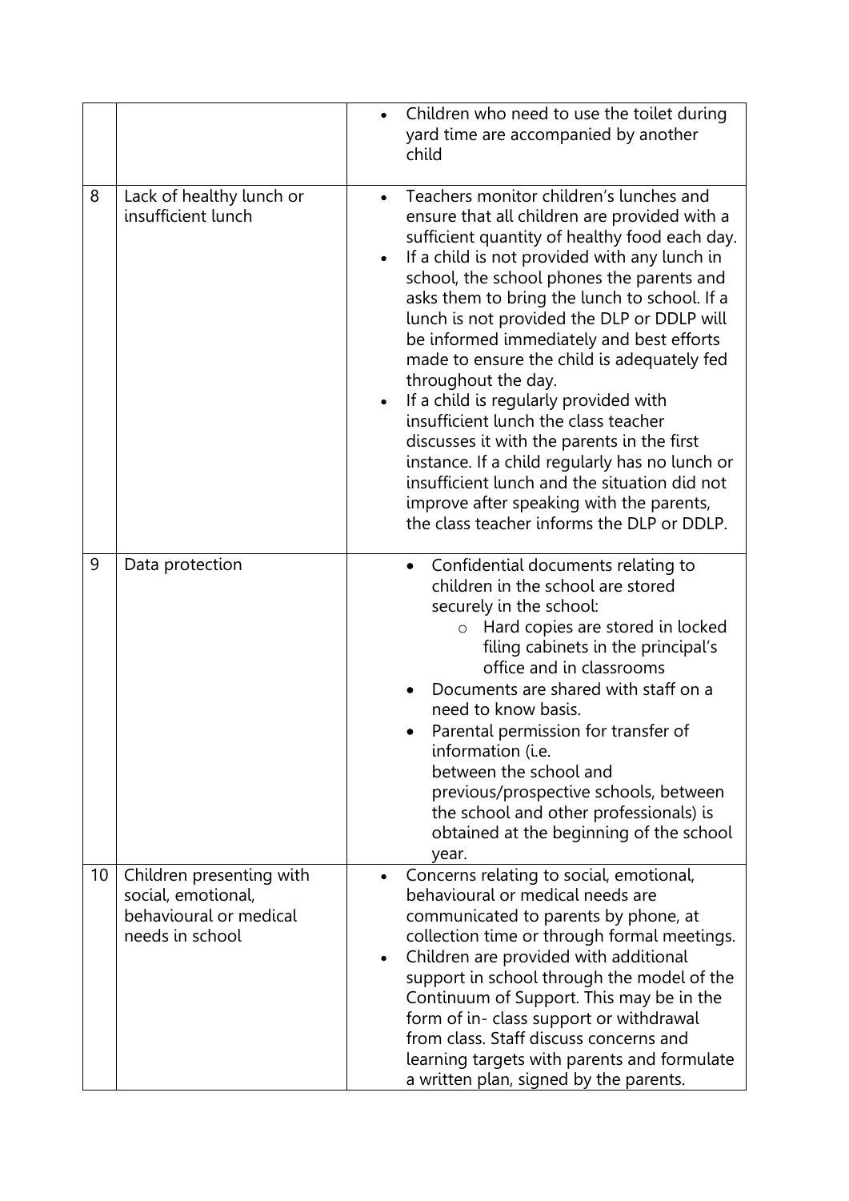|  |  |  |
|---|---|---|
|  |  | • Children who need to use the toilet during yard time are accompanied by another child |
| 8 | Lack of healthy lunch or insufficient lunch | • Teachers monitor children's lunches and ensure that all children are provided with a sufficient quantity of healthy food each day.<br>• If a child is not provided with any lunch in school, the school phones the parents and asks them to bring the lunch to school. If a lunch is not provided the DLP or DDLP will be informed immediately and best efforts made to ensure the child is adequately fed throughout the day.<br>• If a child is regularly provided with insufficient lunch the class teacher discusses it with the parents in the first instance. If a child regularly has no lunch or insufficient lunch and the situation did not improve after speaking with the parents, the class teacher informs the DLP or DDLP. |
| 9 | Data protection | • Confidential documents relating to children in the school are stored securely in the school:<br>&nbsp;&nbsp;&nbsp;&nbsp;○ Hard copies are stored in locked filing cabinets in the principal's office and in classrooms<br>• Documents are shared with staff on a need to know basis.<br>• Parental permission for transfer of information (i.e. between the school and previous/prospective schools, between the school and other professionals) is obtained at the beginning of the school year. |
| 10 | Children presenting with social, emotional, behavioural or medical needs in school | • Concerns relating to social, emotional, behavioural or medical needs are communicated to parents by phone, at collection time or through formal meetings.<br>• Children are provided with additional support in school through the model of the Continuum of Support. This may be in the form of in- class support or withdrawal from class. Staff discuss concerns and learning targets with parents and formulate a written plan, signed by the parents. |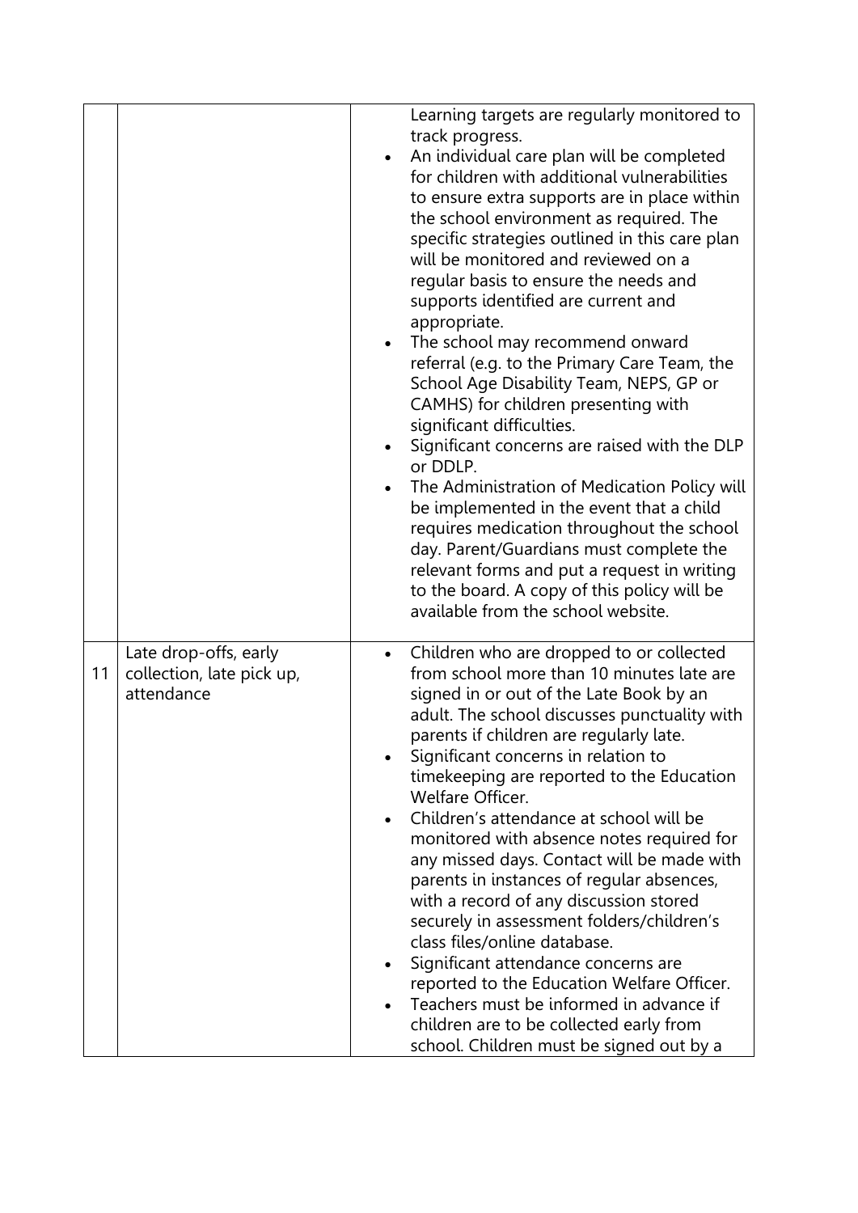| | | |
|---|---|---|
| | | Learning targets are regularly monitored to track progress.<br>• An individual care plan will be completed for children with additional vulnerabilities to ensure extra supports are in place within the school environment as required. The specific strategies outlined in this care plan will be monitored and reviewed on a regular basis to ensure the needs and supports identified are current and appropriate.<br>• The school may recommend onward referral (e.g. to the Primary Care Team, the School Age Disability Team, NEPS, GP or CAMHS) for children presenting with significant difficulties.<br>• Significant concerns are raised with the DLP or DDLP.<br>• The Administration of Medication Policy will be implemented in the event that a child requires medication throughout the school day. Parent/Guardians must complete the relevant forms and put a request in writing to the board. A copy of this policy will be available from the school website. |
| 11 | Late drop-offs, early collection, late pick up, attendance | • Children who are dropped to or collected from school more than 10 minutes late are signed in or out of the Late Book by an adult. The school discusses punctuality with parents if children are regularly late.<br>• Significant concerns in relation to timekeeping are reported to the Education Welfare Officer.<br>• Children's attendance at school will be monitored with absence notes required for any missed days. Contact will be made with parents in instances of regular absences, with a record of any discussion stored securely in assessment folders/children's class files/online database.<br>• Significant attendance concerns are reported to the Education Welfare Officer.<br>• Teachers must be informed in advance if children are to be collected early from school. Children must be signed out by a |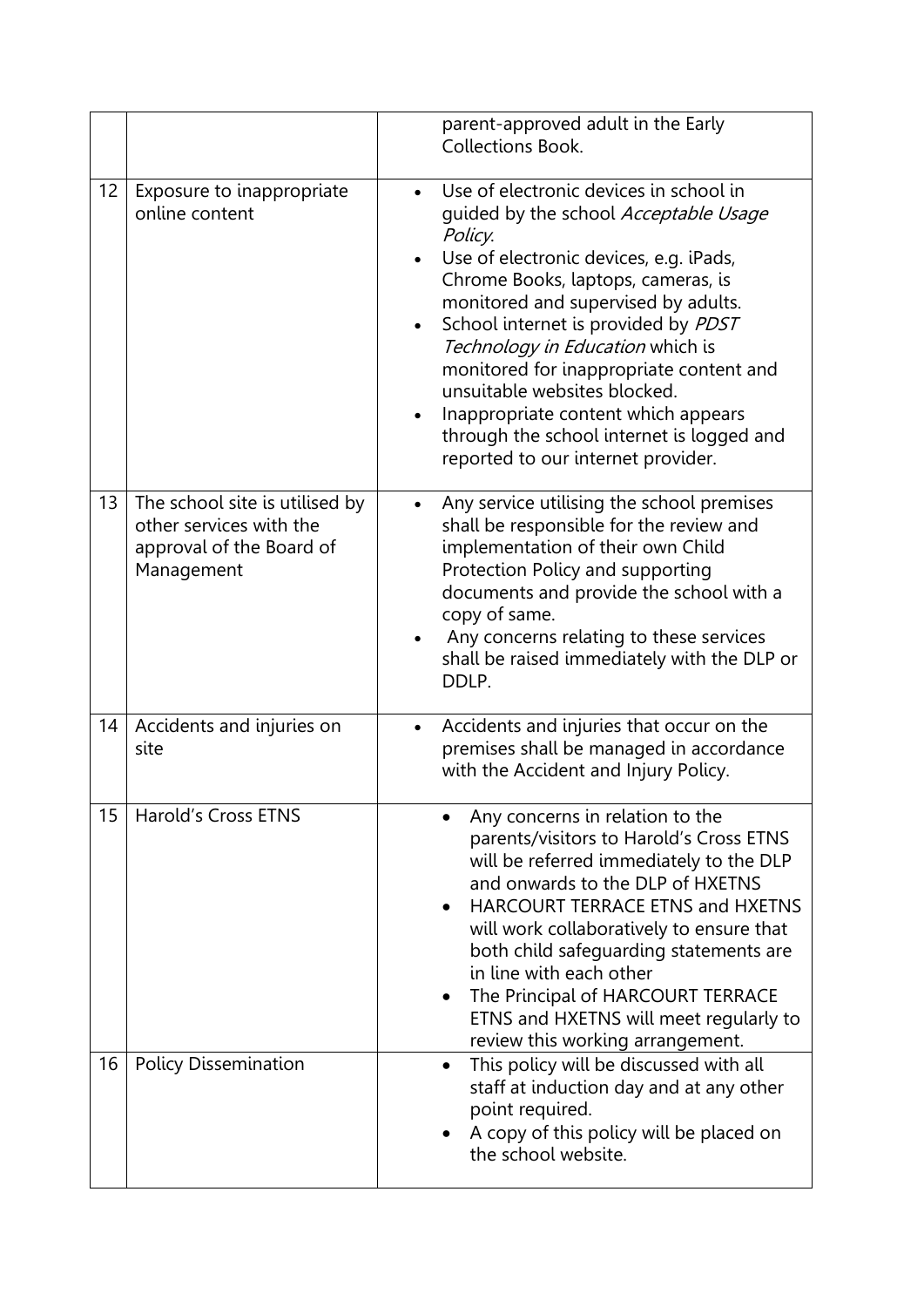| | | |
|---|---|---|
| | | parent-approved adult in the Early Collections Book. |
| 12 | Exposure to inappropriate online content | • Use of electronic devices in school in guided by the school *Acceptable Usage Policy*.<br>• Use of electronic devices, e.g. iPads, Chrome Books, laptops, cameras, is monitored and supervised by adults.<br>• School internet is provided by *PDST Technology in Education* which is monitored for inappropriate content and unsuitable websites blocked.<br>• Inappropriate content which appears through the school internet is logged and reported to our internet provider. |
| 13 | The school site is utilised by other services with the approval of the Board of Management | • Any service utilising the school premises shall be responsible for the review and implementation of their own Child Protection Policy and supporting documents and provide the school with a copy of same.<br>• Any concerns relating to these services shall be raised immediately with the DLP or DDLP. |
| 14 | Accidents and injuries on site | • Accidents and injuries that occur on the premises shall be managed in accordance with the Accident and Injury Policy. |
| 15 | Harold's Cross ETNS | • Any concerns in relation to the parents/visitors to Harold's Cross ETNS will be referred immediately to the DLP and onwards to the DLP of HXETNS<br>• HARCOURT TERRACE ETNS and HXETNS will work collaboratively to ensure that both child safeguarding statements are in line with each other<br>• The Principal of HARCOURT TERRACE ETNS and HXETNS will meet regularly to review this working arrangement. |
| 16 | Policy Dissemination | • This policy will be discussed with all staff at induction day and at any other point required.<br>• A copy of this policy will be placed on the school website. |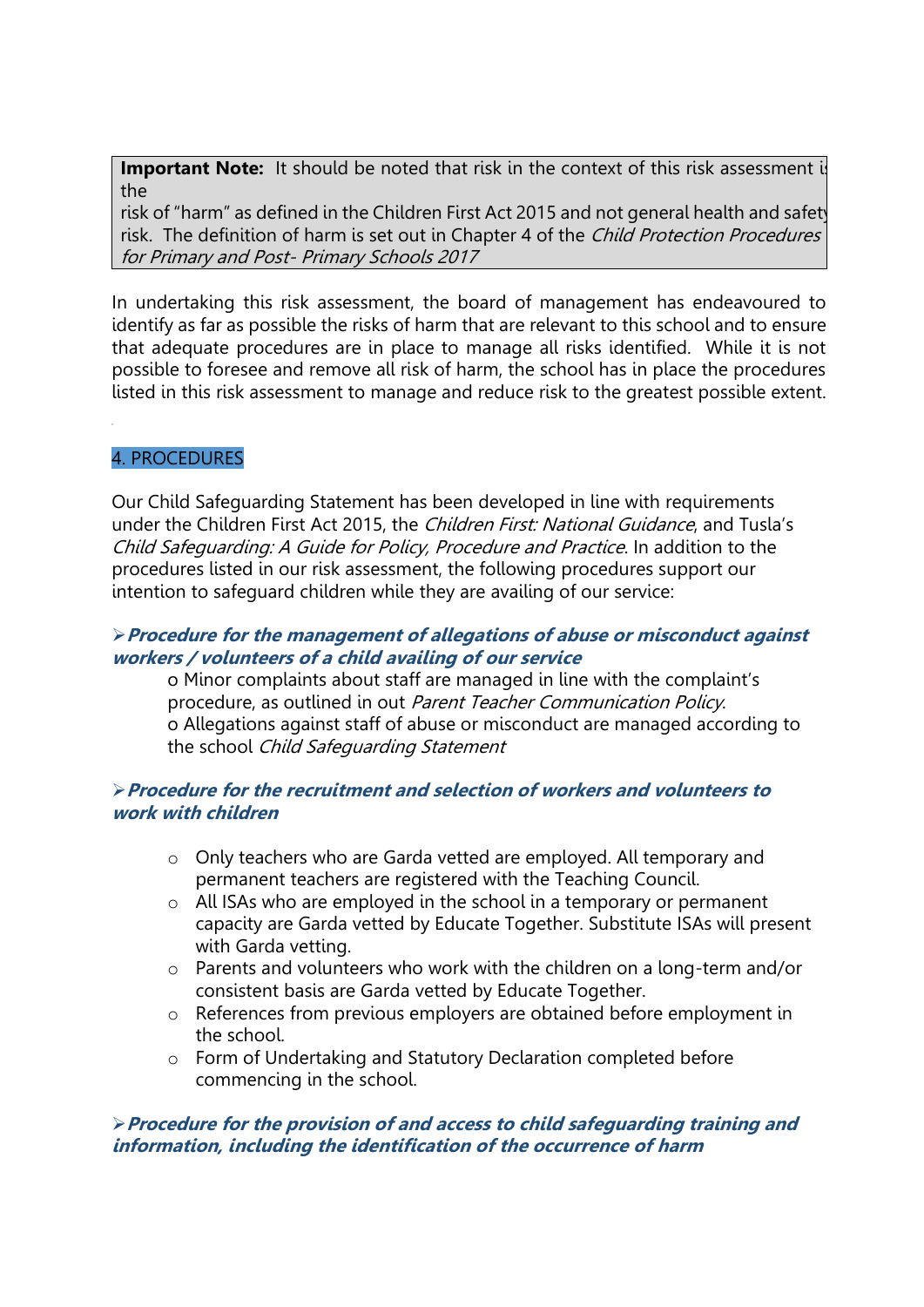> **Important Note:** It should be noted that risk in the context of this risk assessment is the risk of "harm" as defined in the Children First Act 2015 and not general health and safety risk. The definition of harm is set out in Chapter 4 of the *Child Protection Procedures for Primary and Post- Primary Schools 2017*

In undertaking this risk assessment, the board of management has endeavoured to identify as far as possible the risks of harm that are relevant to this school and to ensure that adequate procedures are in place to manage all risks identified. While it is not possible to foresee and remove all risk of harm, the school has in place the procedures listed in this risk assessment to manage and reduce risk to the greatest possible extent.

## 4. PROCEDURES

Our Child Safeguarding Statement has been developed in line with requirements under the Children First Act 2015, the *Children First: National Guidance*, and Tusla's *Child Safeguarding: A Guide for Policy, Procedure and Practice*. In addition to the procedures listed in our risk assessment, the following procedures support our intention to safeguard children while they are availing of our service:

### ➢ *Procedure for the management of allegations of abuse or misconduct against workers / volunteers of a child availing of our service*

- Minor complaints about staff are managed in line with the complaint's procedure, as outlined in out *Parent Teacher Communication Policy.*
- Allegations against staff of abuse or misconduct are managed according to the school *Child Safeguarding Statement*

### ➢ *Procedure for the recruitment and selection of workers and volunteers to work with children*

- Only teachers who are Garda vetted are employed. All temporary and permanent teachers are registered with the Teaching Council.
- All ISAs who are employed in the school in a temporary or permanent capacity are Garda vetted by Educate Together. Substitute ISAs will present with Garda vetting.
- Parents and volunteers who work with the children on a long-term and/or consistent basis are Garda vetted by Educate Together.
- References from previous employers are obtained before employment in the school.
- Form of Undertaking and Statutory Declaration completed before commencing in the school.

### ➢ *Procedure for the provision of and access to child safeguarding training and information, including the identification of the occurrence of harm*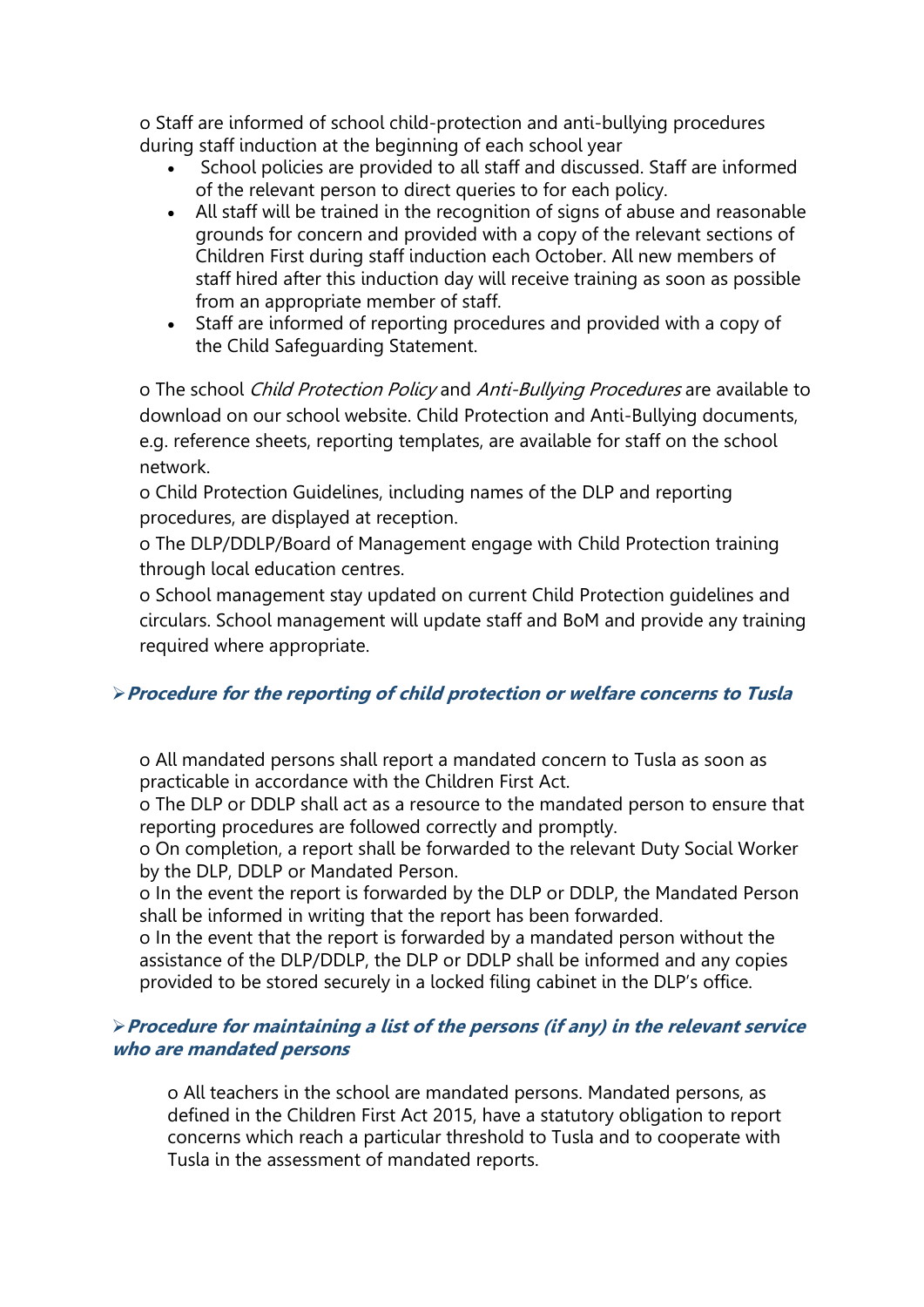o Staff are informed of school child-protection and anti-bullying procedures during staff induction at the beginning of each school year

- School policies are provided to all staff and discussed. Staff are informed of the relevant person to direct queries to for each policy.
- All staff will be trained in the recognition of signs of abuse and reasonable grounds for concern and provided with a copy of the relevant sections of Children First during staff induction each October. All new members of staff hired after this induction day will receive training as soon as possible from an appropriate member of staff.
- Staff are informed of reporting procedures and provided with a copy of the Child Safeguarding Statement.

o The school *Child Protection Policy* and *Anti-Bullying Procedures* are available to download on our school website. Child Protection and Anti-Bullying documents, e.g. reference sheets, reporting templates, are available for staff on the school network.

o Child Protection Guidelines, including names of the DLP and reporting procedures, are displayed at reception.

o The DLP/DDLP/Board of Management engage with Child Protection training through local education centres.

o School management stay updated on current Child Protection guidelines and circulars. School management will update staff and BoM and provide any training required where appropriate.

### ➢ ***Procedure for the reporting of child protection or welfare concerns to Tusla***

o All mandated persons shall report a mandated concern to Tusla as soon as practicable in accordance with the Children First Act.

o The DLP or DDLP shall act as a resource to the mandated person to ensure that reporting procedures are followed correctly and promptly.

o On completion, a report shall be forwarded to the relevant Duty Social Worker by the DLP, DDLP or Mandated Person.

o In the event the report is forwarded by the DLP or DDLP, the Mandated Person shall be informed in writing that the report has been forwarded.

o In the event that the report is forwarded by a mandated person without the assistance of the DLP/DDLP, the DLP or DDLP shall be informed and any copies provided to be stored securely in a locked filing cabinet in the DLP's office.

### ➢ ***Procedure for maintaining a list of the persons (if any) in the relevant service who are mandated persons***

o All teachers in the school are mandated persons. Mandated persons, as defined in the Children First Act 2015, have a statutory obligation to report concerns which reach a particular threshold to Tusla and to cooperate with Tusla in the assessment of mandated reports.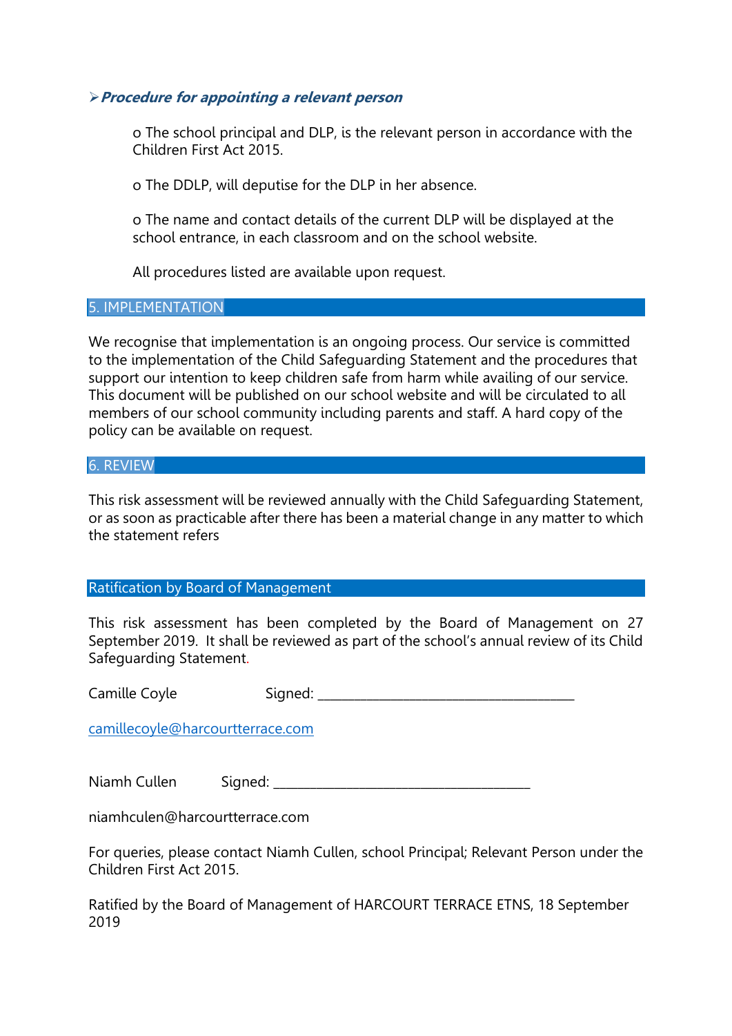➢ ***Procedure for appointing a relevant person***

o The school principal and DLP, is the relevant person in accordance with the Children First Act 2015.

o The DDLP, will deputise for the DLP in her absence.

o The name and contact details of the current DLP will be displayed at the school entrance, in each classroom and on the school website.

All procedures listed are available upon request.

## 5. IMPLEMENTATION

We recognise that implementation is an ongoing process. Our service is committed to the implementation of the Child Safeguarding Statement and the procedures that support our intention to keep children safe from harm while availing of our service. This document will be published on our school website and will be circulated to all members of our school community including parents and staff. A hard copy of the policy can be available on request.

## 6. REVIEW

This risk assessment will be reviewed annually with the Child Safeguarding Statement, or as soon as practicable after there has been a material change in any matter to which the statement refers

## Ratification by Board of Management

This risk assessment has been completed by the Board of Management on 27 September 2019. It shall be reviewed as part of the school's annual review of its Child Safeguarding Statement.

Camille Coyle Signed: ____________________________________

camillecoyle@harcourtterrace.com

Niamh Cullen Signed: ____________________________________

niamhculen@harcourtterrace.com

For queries, please contact Niamh Cullen, school Principal; Relevant Person under the Children First Act 2015.

Ratified by the Board of Management of HARCOURT TERRACE ETNS, 18 September 2019